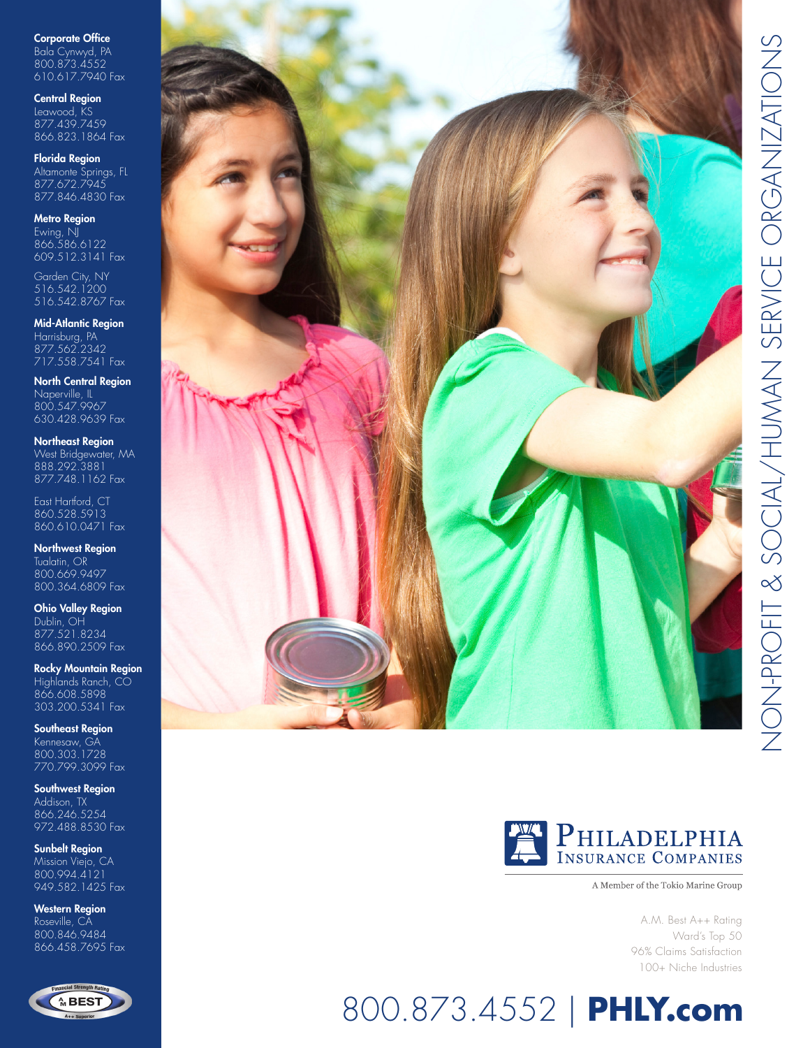# NON-PROFIT & SOCIAL/HUMAN SERVICE ORGANIZATIONS

**Corporate Office**
Bala Cynwyd, PA
800.873.4552
610.617.7940 Fax

**Central Region**
Leawood, KS
877.439.7459
866.823.1864 Fax

**Florida Region**
Altamonte Springs, FL
877.672.7945
877.846.4830 Fax

**Metro Region**
Ewing, NJ
866.586.6122
609.512.3141 Fax

Garden City, NY
516.542.1200
516.542.8767 Fax

**Mid-Atlantic Region**
Harrisburg, PA
877.562.2342
717.558.7541 Fax

**North Central Region**
Naperville, IL
800.547.9967
630.428.9639 Fax

**Northeast Region**
West Bridgewater, MA
888.292.3881
877.748.1162 Fax

East Hartford, CT
860.528.5913
860.610.0471 Fax

**Northwest Region**
Tualatin, OR
800.669.9497
800.364.6809 Fax

**Ohio Valley Region**
Dublin, OH
877.521.8234
866.890.2509 Fax

**Rocky Mountain Region**
Highlands Ranch, CO
866.608.5898
303.200.5341 Fax

**Southeast Region**
Kennesaw, GA
800.303.1728
770.799.3099 Fax

**Southwest Region**
Addison, TX
866.246.5254
972.488.8530 Fax

**Sunbelt Region**
Mission Viejo, CA
800.994.4121
949.582.1425 Fax

**Western Region**
Roseville, CA
800.846.9484
866.458.7695 Fax

Financial Strength Rating A.M. BEST A++ Superior

**PHILADELPHIA INSURANCE COMPANIES**

A Member of the Tokio Marine Group

A.M. Best A++ Rating
Ward's Top 50
96% Claims Satisfaction
100+ Niche Industries

800.873.4552 | **PHLY.com**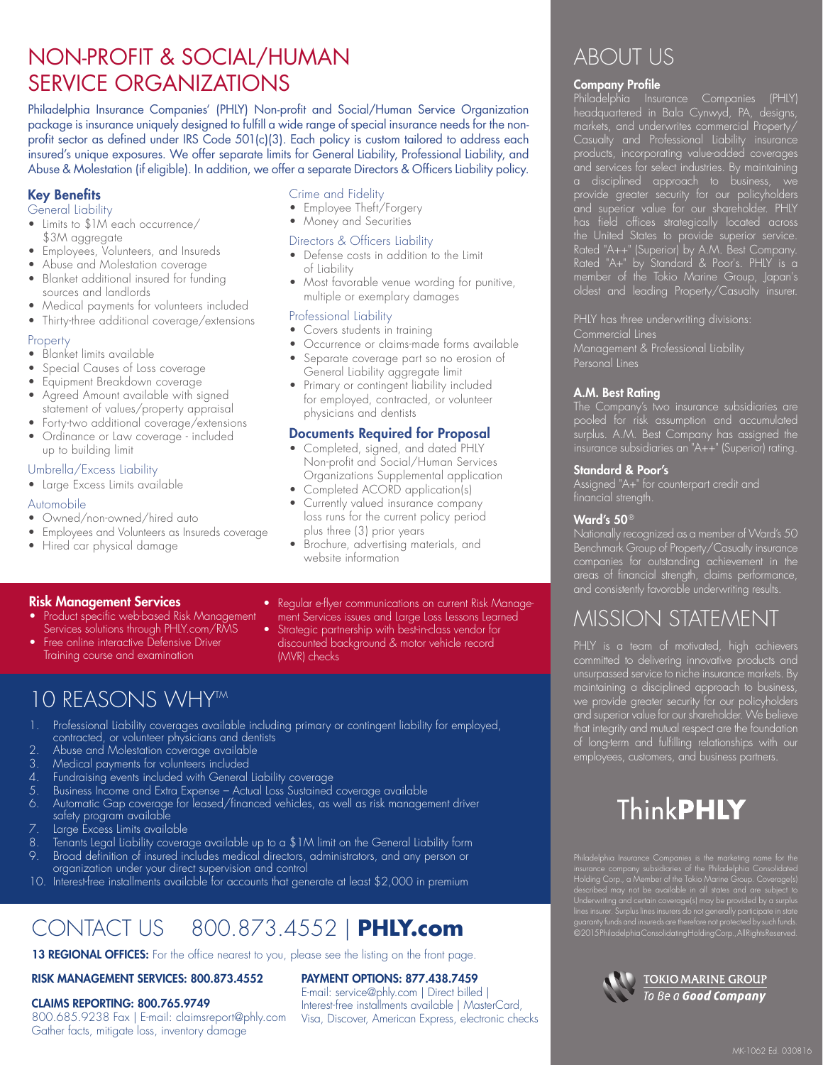# NON-PROFIT & SOCIAL/HUMAN SERVICE ORGANIZATIONS

Philadelphia Insurance Companies' (PHLY) Non-profit and Social/Human Service Organization package is insurance uniquely designed to fulfill a wide range of special insurance needs for the non-profit sector as defined under IRS Code 501(c)(3). Each policy is custom tailored to address each insured's unique exposures. We offer separate limits for General Liability, Professional Liability, and Abuse & Molestation (if eligible). In addition, we offer a separate Directors & Officers Liability policy.

## Key Benefits

### General Liability

- Limits to $1M each occurrence/ $3M aggregate
- Employees, Volunteers, and Insureds
- Abuse and Molestation coverage
- Blanket additional insured for funding sources and landlords
- Medical payments for volunteers included
- Thirty-three additional coverage/extensions

### Property

- Blanket limits available
- Special Causes of Loss coverage
- Equipment Breakdown coverage
- Agreed Amount available with signed statement of values/property appraisal
- Forty-two additional coverage/extensions
- Ordinance or Law coverage - included up to building limit

### Umbrella/Excess Liability

- Large Excess Limits available

### Automobile

- Owned/non-owned/hired auto
- Employees and Volunteers as Insureds coverage
- Hired car physical damage

### Crime and Fidelity

- Employee Theft/Forgery
- Money and Securities

### Directors & Officers Liability

- Defense costs in addition to the Limit of Liability
- Most favorable venue wording for punitive, multiple or exemplary damages

### Professional Liability

- Covers students in training
- Occurrence or claims-made forms available
- Separate coverage part so no erosion of General Liability aggregate limit
- Primary or contingent liability included for employed, contracted, or volunteer physicians and dentists

## Documents Required for Proposal

- Completed, signed, and dated PHLY Non-profit and Social/Human Services Organizations Supplemental application
- Completed ACORD application(s)
- Currently valued insurance company loss runs for the current policy period plus three (3) prior years
- Brochure, advertising materials, and website information

## Risk Management Services

- Product specific web-based Risk Management Services solutions through PHLY.com/RMS
- Free online interactive Defensive Driver Training course and examination
- Regular e-flyer communications on current Risk Management Services issues and Large Loss Lessons Learned
- Strategic partnership with best-in-class vendor for discounted background & motor vehicle record (MVR) checks

# 10 REASONS WHY™

1. Professional Liability coverages available including primary or contingent liability for employed, contracted, or volunteer physicians and dentists
2. Abuse and Molestation coverage available
3. Medical payments for volunteers included
4. Fundraising events included with General Liability coverage
5. Business Income and Extra Expense – Actual Loss Sustained coverage available
6. Automatic Gap coverage for leased/financed vehicles, as well as risk management driver safety program available
7. Large Excess Limits available
8. Tenants Legal Liability coverage available up to a $1M limit on the General Liability form
9. Broad definition of insured includes medical directors, administrators, and any person or organization under your direct supervision and control
10. Interest-free installments available for accounts that generate at least $2,000 in premium

# CONTACT US 800.873.4552 | **PHLY.com**

**13 REGIONAL OFFICES:** For the office nearest to you, please see the listing on the front page.

**RISK MANAGEMENT SERVICES: 800.873.4552**

**CLAIMS REPORTING: 800.765.9749**
800.685.9238 Fax | E-mail: claimsreport@phly.com
Gather facts, mitigate loss, inventory damage

**PAYMENT OPTIONS: 877.438.7459**
E-mail: service@phly.com | Direct billed | Interest-free installments available | MasterCard, Visa, Discover, American Express, electronic checks

# ABOUT US

### Company Profile

Philadelphia Insurance Companies (PHLY) headquartered in Bala Cynwyd, PA, designs, markets, and underwrites commercial Property/Casualty and Professional Liability insurance products, incorporating value-added coverages and services for select industries. By maintaining a disciplined approach to business, we provide greater security for our policyholders and superior value for our shareholder. PHLY has field offices strategically located across the United States to provide superior service. Rated "A++" (Superior) by A.M. Best Company. Rated "A+" by Standard & Poor's. PHLY is a member of the Tokio Marine Group, Japan's oldest and leading Property/Casualty insurer.

PHLY has three underwriting divisions:
Commercial Lines
Management & Professional Liability
Personal Lines

### A.M. Best Rating

The Company's two insurance subsidiaries are pooled for risk assumption and accumulated surplus. A.M. Best Company has assigned the insurance subsidiaries an "A++" (Superior) rating.

### Standard & Poor's

Assigned "A+" for counterpart credit and financial strength.

### Ward's 50®

Nationally recognized as a member of Ward's 50 Benchmark Group of Property/Casualty insurance companies for outstanding achievement in the areas of financial strength, claims performance, and consistently favorable underwriting results.

# MISSION STATEMENT

PHLY is a team of motivated, high achievers committed to delivering innovative products and unsurpassed service to niche insurance markets. By maintaining a disciplined approach to business, we provide greater security for our policyholders and superior value for our shareholder. We believe that integrity and mutual respect are the foundation of long-term and fulfilling relationships with our employees, customers, and business partners.

Think**PHLY**

Philadelphia Insurance Companies is the marketing name for the insurance company subsidiaries of the Philadelphia Consolidated Holding Corp., a Member of the Tokio Marine Group. Coverage(s) described may not be available in all states and are subject to Underwriting and certain coverage(s) may be provided by a surplus lines insurer. Surplus lines insurers do not generally participate in state guaranty funds and insureds are therefore not protected by such funds. ©2015 Philadelphia Consolidating Holding Corp., All Rights Reserved.

TOKIO MARINE GROUP
*To Be a Good Company*

MK-1062 Ed. 030816